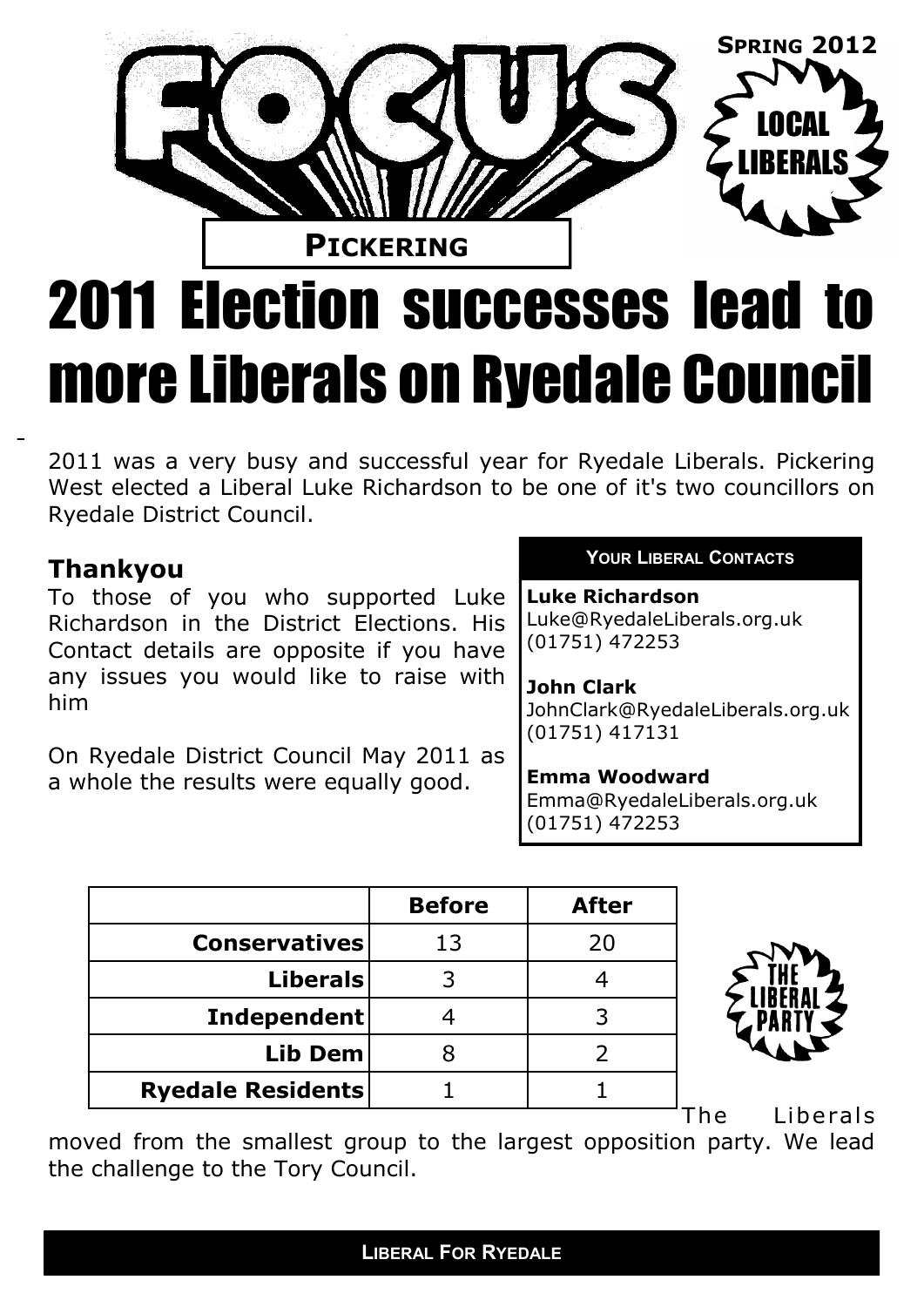FOCUS

SPRING 2012

LOCAL LIBERALS

**PICKERING**

# 2011 Election successes lead to more Liberals on Ryedale Council

2011 was a very busy and successful year for Ryedale Liberals. Pickering West elected a Liberal Luke Richardson to be one of it's two councillors on Ryedale District Council.

## Thankyou

To those of you who supported Luke Richardson in the District Elections. His Contact details are opposite if you have any issues you would like to raise with him

On Ryedale District Council May 2011 as a whole the results were equally good.

**YOUR LIBERAL CONTACTS**

**Luke Richardson**
Luke@RyedaleLiberals.org.uk
(01751) 472253

**John Clark**
JohnClark@RyedaleLiberals.org.uk
(01751) 417131

**Emma Woodward**
Emma@RyedaleLiberals.org.uk
(01751) 472253

| | Before | After |
|---|---|---|
| Conservatives | 13 | 20 |
| Liberals | 3 | 4 |
| Independent | 4 | 3 |
| Lib Dem | 8 | 2 |
| Ryedale Residents | 1 | 1 |

THE LIBERAL PARTY

The Liberals moved from the smallest group to the largest opposition party. We lead the challenge to the Tory Council.

**LIBERAL FOR RYEDALE**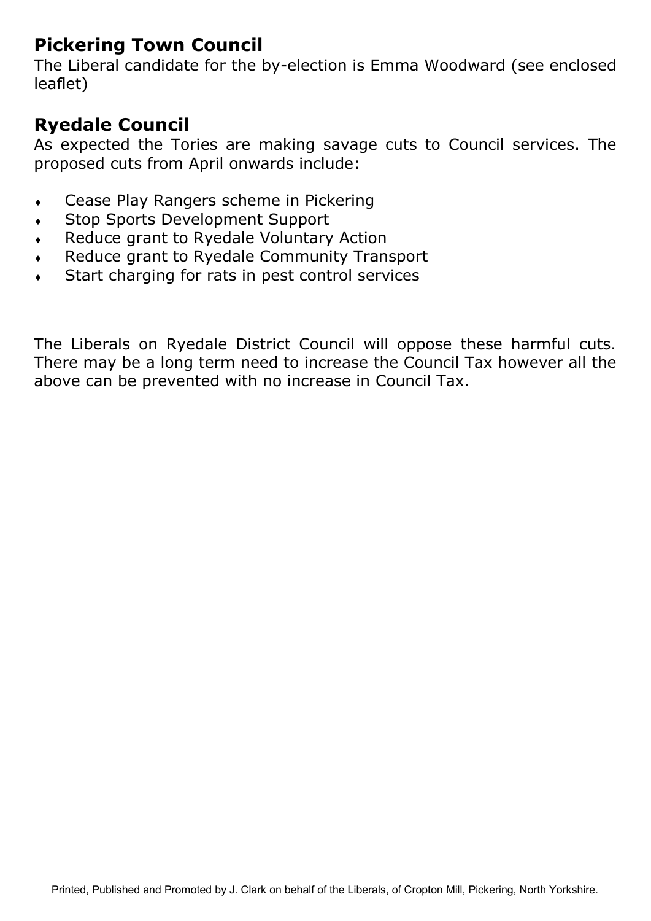## Pickering Town Council

The Liberal candidate for the by-election is Emma Woodward (see enclosed leaflet)

## Ryedale Council

As expected the Tories are making savage cuts to Council services. The proposed cuts from April onwards include:

- Cease Play Rangers scheme in Pickering
- Stop Sports Development Support
- Reduce grant to Ryedale Voluntary Action
- Reduce grant to Ryedale Community Transport
- Start charging for rats in pest control services

The Liberals on Ryedale District Council will oppose these harmful cuts. There may be a long term need to increase the Council Tax however all the above can be prevented with no increase in Council Tax.

Printed, Published and Promoted by J. Clark on behalf of the Liberals, of Cropton Mill, Pickering, North Yorkshire.